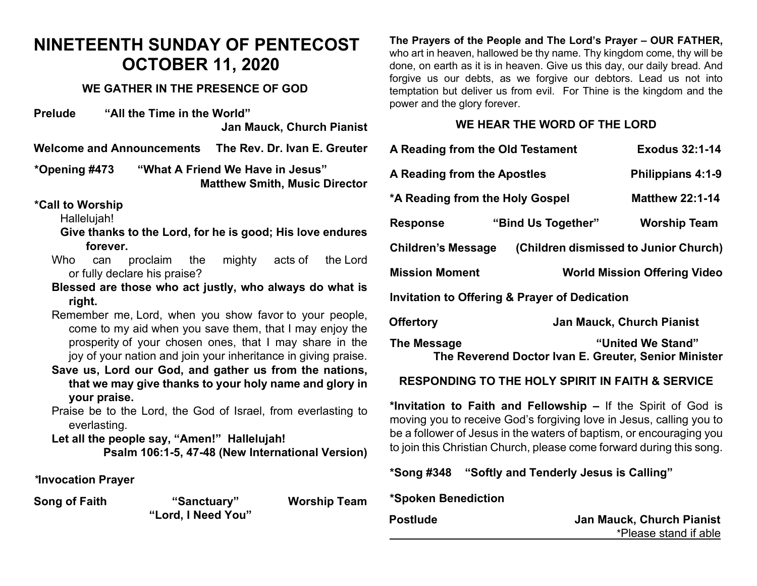# NINETEENTH SUNDAY OF PENTECOST
# OCTOBER 11, 2020

## WE GATHER IN THE PRESENCE OF GOD

**Prelude** **"All the Time in the World"**
**Jan Mauck, Church Pianist**

**Welcome and Announcements** **The Rev. Dr. Ivan E. Greuter**

***Opening #473** **"What A Friend We Have in Jesus"**
**Matthew Smith, Music Director**

***Call to Worship**

Hallelujah!

**Give thanks to the Lord, for he is good; His love endures forever.**

Who can proclaim the mighty acts of the Lord or fully declare his praise?

**Blessed are those who act justly, who always do what is right.**

Remember me, Lord, when you show favor to your people, come to my aid when you save them, that I may enjoy the prosperity of your chosen ones, that I may share in the joy of your nation and join your inheritance in giving praise.

**Save us, Lord our God, and gather us from the nations, that we may give thanks to your holy name and glory in your praise.**

Praise be to the Lord, the God of Israel, from everlasting to everlasting.

**Let all the people say, "Amen!" Hallelujah!**

**Psalm 106:1-5, 47-48 (New International Version)**

***Invocation Prayer**

**Song of Faith** **"Sanctuary"** **Worship Team**
**"Lord, I Need You"**

**The Prayers of the People and The Lord's Prayer – OUR FATHER,** who art in heaven, hallowed be thy name. Thy kingdom come, thy will be done, on earth as it is in heaven. Give us this day, our daily bread. And forgive us our debts, as we forgive our debtors. Lead us not into temptation but deliver us from evil. For Thine is the kingdom and the power and the glory forever.

## WE HEAR THE WORD OF THE LORD

**A Reading from the Old Testament** **Exodus 32:1-14**

**A Reading from the Apostles** **Philippians 4:1-9**

***A Reading from the Holy Gospel** **Matthew 22:1-14**

**Response** **"Bind Us Together"** **Worship Team**

**Children's Message** **(Children dismissed to Junior Church)**

**Mission Moment** **World Mission Offering Video**

**Invitation to Offering & Prayer of Dedication**

**Offertory** **Jan Mauck, Church Pianist**

**The Message** **"United We Stand"**
**The Reverend Doctor Ivan E. Greuter, Senior Minister**

## RESPONDING TO THE HOLY SPIRIT IN FAITH & SERVICE

***Invitation to Faith and Fellowship –** If the Spirit of God is moving you to receive God's forgiving love in Jesus, calling you to be a follower of Jesus in the waters of baptism, or encouraging you to join this Christian Church, please come forward during this song.

***Song #348** **"Softly and Tenderly Jesus is Calling"**

***Spoken Benediction**

**Postlude** **Jan Mauck, Church Pianist**

*Please stand if able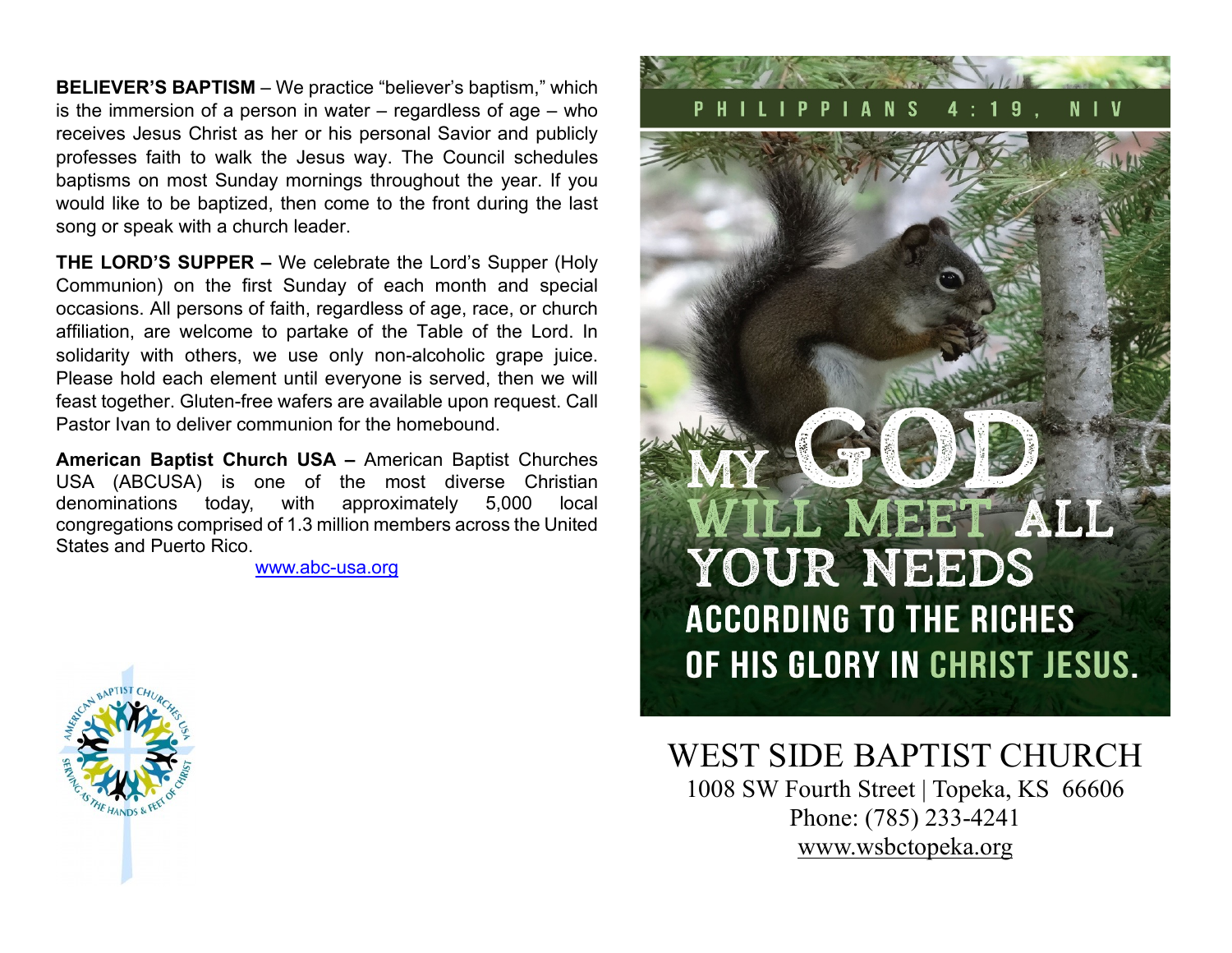**BELIEVER'S BAPTISM** – We practice "believer's baptism," which is the immersion of a person in water – regardless of age – who receives Jesus Christ as her or his personal Savior and publicly professes faith to walk the Jesus way. The Council schedules baptisms on most Sunday mornings throughout the year. If you would like to be baptized, then come to the front during the last song or speak with a church leader.

**THE LORD'S SUPPER –** We celebrate the Lord's Supper (Holy Communion) on the first Sunday of each month and special occasions. All persons of faith, regardless of age, race, or church affiliation, are welcome to partake of the Table of the Lord. In solidarity with others, we use only non-alcoholic grape juice. Please hold each element until everyone is served, then we will feast together. Gluten-free wafers are available upon request. Call Pastor Ivan to deliver communion for the homebound.

**American Baptist Church USA –** American Baptist Churches USA (ABCUSA) is one of the most diverse Christian denominations today, with approximately 5,000 local congregations comprised of 1.3 million members across the United States and Puerto Rico.

www.abc-usa.org

AMERICAN BAPTIST CHURCHES USA
SERVING AS THE HANDS & FEET OF CHRIST

PHILIPPIANS 4:19, NIV

MY GOD WILL MEET ALL YOUR NEEDS ACCORDING TO THE RICHES OF HIS GLORY IN CHRIST JESUS.

WEST SIDE BAPTIST CHURCH
1008 SW Fourth Street | Topeka, KS 66606
Phone: (785) 233-4241
www.wsbctopeka.org